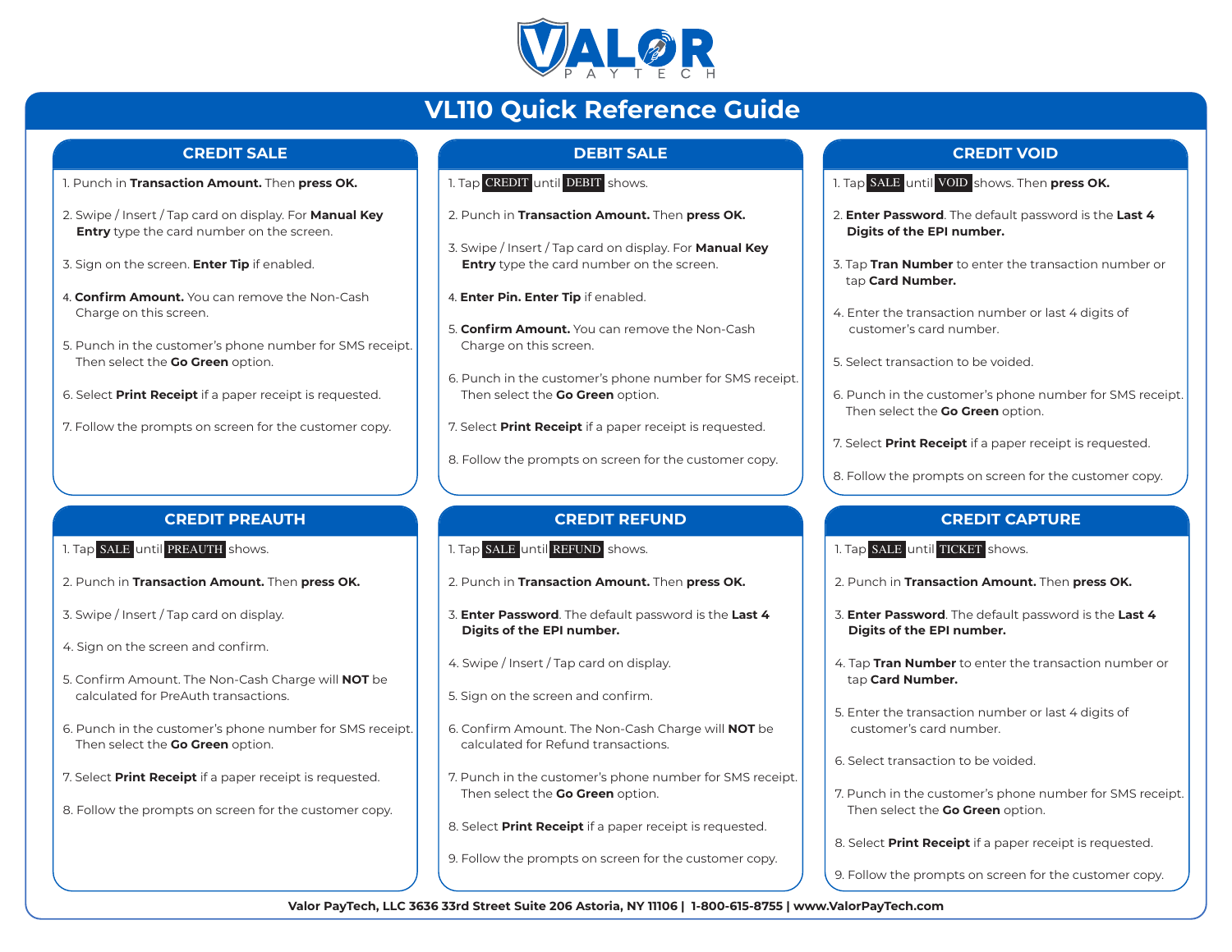# VL110 Quick Reference Guide

## CREDIT SALE

1. Punch in **Transaction Amount.** Then **press OK.**
2. Swipe / Insert / Tap card on display. For **Manual Key Entry** type the card number on the screen.
3. Sign on the screen. **Enter Tip** if enabled.
4. **Confirm Amount.** You can remove the Non-Cash Charge on this screen.
5. Punch in the customer's phone number for SMS receipt. Then select the **Go Green** option.
6. Select **Print Receipt** if a paper receipt is requested.
7. Follow the prompts on screen for the customer copy.

## DEBIT SALE

1. Tap CREDIT until DEBIT shows.
2. Punch in **Transaction Amount.** Then **press OK.**
3. Swipe / Insert / Tap card on display. For **Manual Key Entry** type the card number on the screen.
4. **Enter Pin. Enter Tip** if enabled.
5. **Confirm Amount.** You can remove the Non-Cash Charge on this screen.
6. Punch in the customer's phone number for SMS receipt. Then select the **Go Green** option.
7. Select **Print Receipt** if a paper receipt is requested.
8. Follow the prompts on screen for the customer copy.

## CREDIT VOID

1. Tap SALE until VOID shows. Then **press OK.**
2. **Enter Password**. The default password is the **Last 4 Digits of the EPI number.**
3. Tap **Tran Number** to enter the transaction number or tap **Card Number.**
4. Enter the transaction number or last 4 digits of customer's card number.
5. Select transaction to be voided.
6. Punch in the customer's phone number for SMS receipt. Then select the **Go Green** option.
7. Select **Print Receipt** if a paper receipt is requested.
8. Follow the prompts on screen for the customer copy.

## CREDIT PREAUTH

1. Tap SALE until PREAUTH shows.
2. Punch in **Transaction Amount.** Then **press OK.**
3. Swipe / Insert / Tap card on display.
4. Sign on the screen and confirm.
5. Confirm Amount. The Non-Cash Charge will **NOT** be calculated for PreAuth transactions.
6. Punch in the customer's phone number for SMS receipt. Then select the **Go Green** option.
7. Select **Print Receipt** if a paper receipt is requested.
8. Follow the prompts on screen for the customer copy.

## CREDIT REFUND

1. Tap SALE until REFUND shows.
2. Punch in **Transaction Amount.** Then **press OK.**
3. **Enter Password**. The default password is the **Last 4 Digits of the EPI number.**
4. Swipe / Insert / Tap card on display.
5. Sign on the screen and confirm.
6. Confirm Amount. The Non-Cash Charge will **NOT** be calculated for Refund transactions.
7. Punch in the customer's phone number for SMS receipt. Then select the **Go Green** option.
8. Select **Print Receipt** if a paper receipt is requested.
9. Follow the prompts on screen for the customer copy.

## CREDIT CAPTURE

1. Tap SALE until TICKET shows.
2. Punch in **Transaction Amount.** Then **press OK.**
3. **Enter Password**. The default password is the **Last 4 Digits of the EPI number.**
4. Tap **Tran Number** to enter the transaction number or tap **Card Number.**
5. Enter the transaction number or last 4 digits of customer's card number.
6. Select transaction to be voided.
7. Punch in the customer's phone number for SMS receipt. Then select the **Go Green** option.
8. Select **Print Receipt** if a paper receipt is requested.
9. Follow the prompts on screen for the customer copy.

**Valor PayTech, LLC 3636 33rd Street Suite 206 Astoria, NY 11106 | 1-800-615-8755 | www.ValorPayTech.com**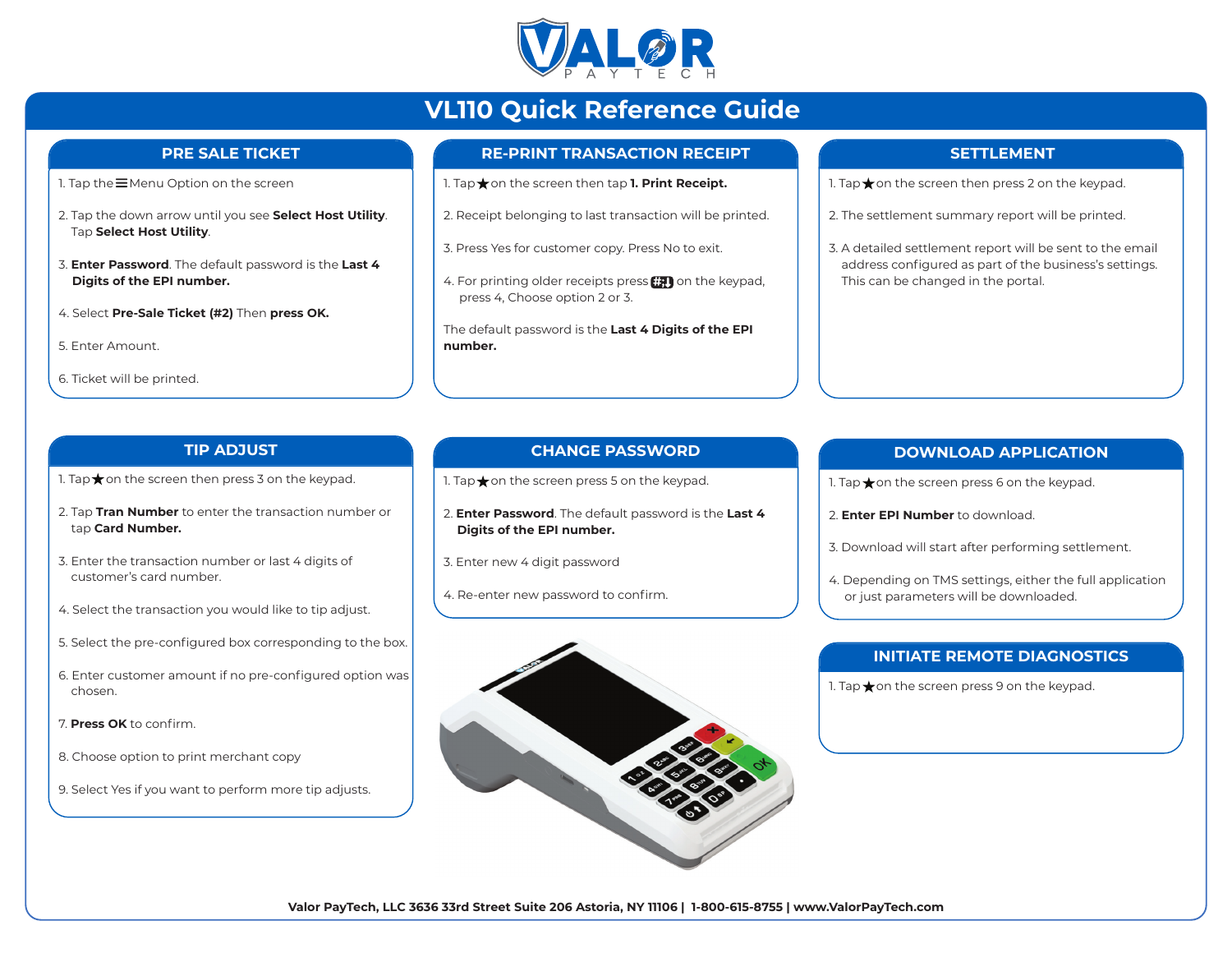# VALOR PAYTECH

# VL110 Quick Reference Guide

## PRE SALE TICKET

1. Tap the ☰ Menu Option on the screen
2. Tap the down arrow until you see **Select Host Utility**. Tap **Select Host Utility**.
3. **Enter Password**. The default password is the **Last 4 Digits of the EPI number.**
4. Select **Pre-Sale Ticket (#2)** Then **press OK.**
5. Enter Amount.
6. Ticket will be printed.

## RE-PRINT TRANSACTION RECEIPT

1. Tap ★ on the screen then tap **1. Print Receipt.**
2. Receipt belonging to last transaction will be printed.
3. Press Yes for customer copy. Press No to exit.
4. For printing older receipts press #;! on the keypad, press 4, Choose option 2 or 3.

The default password is the **Last 4 Digits of the EPI number.**

## SETTLEMENT

1. Tap ★ on the screen then press 2 on the keypad.
2. The settlement summary report will be printed.
3. A detailed settlement report will be sent to the email address configured as part of the business's settings. This can be changed in the portal.

## TIP ADJUST

1. Tap ★ on the screen then press 3 on the keypad.
2. Tap **Tran Number** to enter the transaction number or tap **Card Number.**
3. Enter the transaction number or last 4 digits of customer's card number.
4. Select the transaction you would like to tip adjust.
5. Select the pre-configured box corresponding to the box.
6. Enter customer amount if no pre-configured option was chosen.
7. **Press OK** to confirm.
8. Choose option to print merchant copy
9. Select Yes if you want to perform more tip adjusts.

## CHANGE PASSWORD

1. Tap ★ on the screen press 5 on the keypad.
2. **Enter Password**. The default password is the **Last 4 Digits of the EPI number.**
3. Enter new 4 digit password
4. Re-enter new password to confirm.

## DOWNLOAD APPLICATION

1. Tap ★ on the screen press 6 on the keypad.
2. **Enter EPI Number** to download.
3. Download will start after performing settlement.
4. Depending on TMS settings, either the full application or just parameters will be downloaded.

## INITIATE REMOTE DIAGNOSTICS

1. Tap ★ on the screen press 9 on the keypad.

**Valor PayTech, LLC 3636 33rd Street Suite 206 Astoria, NY 11106 | 1-800-615-8755 | www.ValorPayTech.com**